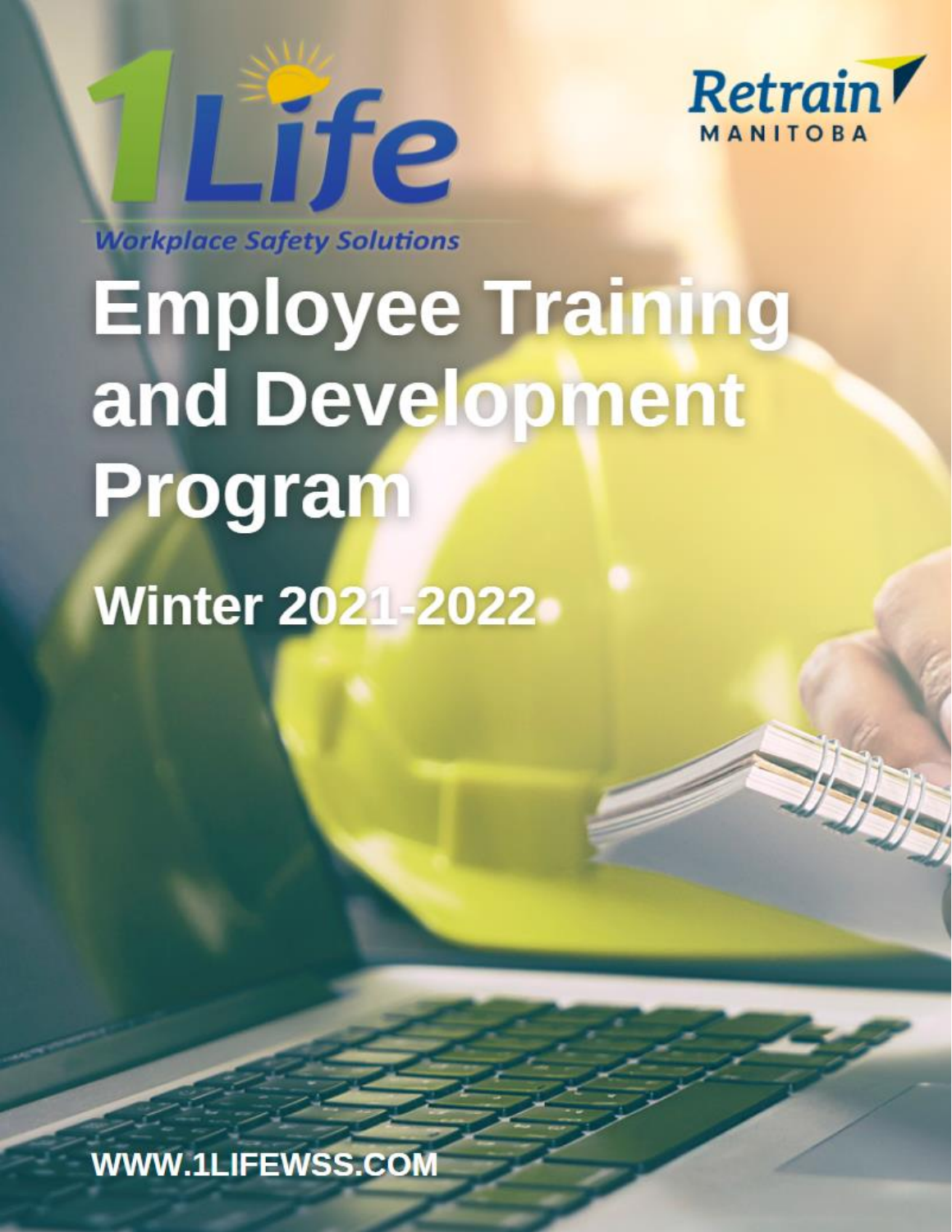1Life

Workplace Safety Solutions

Retrain MANITOBA

# Employee Training and Development Program

## Winter 2021-2022

WWW.1LIFEWSS.COM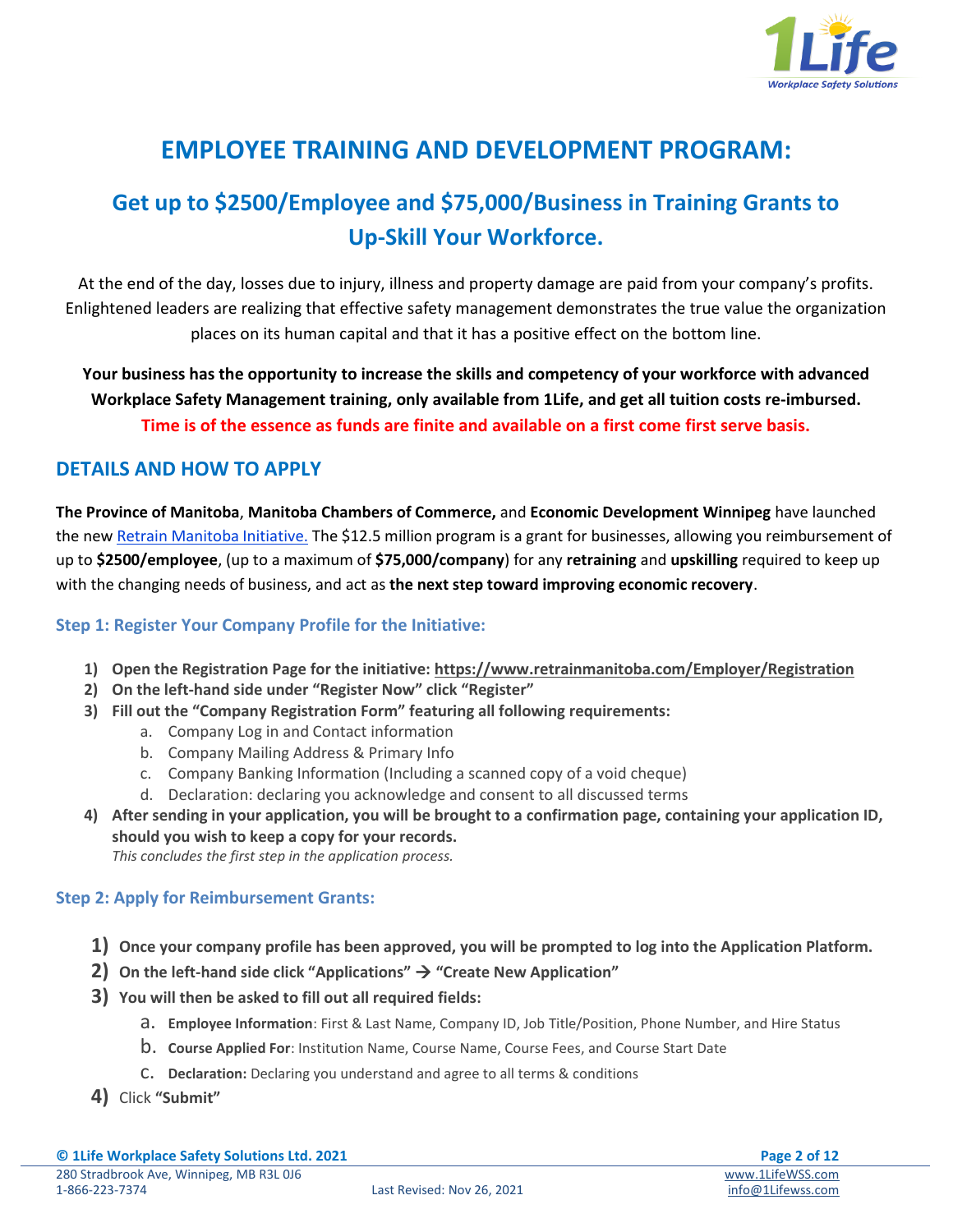# EMPLOYEE TRAINING AND DEVELOPMENT PROGRAM:

## Get up to $2500/Employee and $75,000/Business in Training Grants to Up-Skill Your Workforce.

At the end of the day, losses due to injury, illness and property damage are paid from your company's profits. Enlightened leaders are realizing that effective safety management demonstrates the true value the organization places on its human capital and that it has a positive effect on the bottom line.

**Your business has the opportunity to increase the skills and competency of your workforce with advanced Workplace Safety Management training, only available from 1Life, and get all tuition costs re-imbursed.**
**Time is of the essence as funds are finite and available on a first come first serve basis.**

## DETAILS AND HOW TO APPLY

**The Province of Manitoba**, **Manitoba Chambers of Commerce,** and **Economic Development Winnipeg** have launched the new Retrain Manitoba Initiative. The $12.5 million program is a grant for businesses, allowing you reimbursement of up to **$2500/employee**, (up to a maximum of **$75,000/company**) for any **retraining** and **upskilling** required to keep up with the changing needs of business, and act as **the next step toward improving economic recovery**.

### Step 1: Register Your Company Profile for the Initiative:

1) **Open the Registration Page for the initiative: https://www.retrainmanitoba.com/Employer/Registration**
2) **On the left-hand side under "Register Now" click "Register"**
3) **Fill out the "Company Registration Form" featuring all following requirements:**
    a. Company Log in and Contact information
    b. Company Mailing Address & Primary Info
    c. Company Banking Information (Including a scanned copy of a void cheque)
    d. Declaration: declaring you acknowledge and consent to all discussed terms
4) **After sending in your application, you will be brought to a confirmation page, containing your application ID, should you wish to keep a copy for your records.**
   *This concludes the first step in the application process.*

### Step 2: Apply for Reimbursement Grants:

1) **Once your company profile has been approved, you will be prompted to log into the Application Platform.**
2) **On the left-hand side click "Applications" → "Create New Application"**
3) **You will then be asked to fill out all required fields:**
    a. **Employee Information**: First & Last Name, Company ID, Job Title/Position, Phone Number, and Hire Status
    b. **Course Applied For**: Institution Name, Course Name, Course Fees, and Course Start Date
    c. **Declaration:** Declaring you understand and agree to all terms & conditions
4) Click **"Submit"**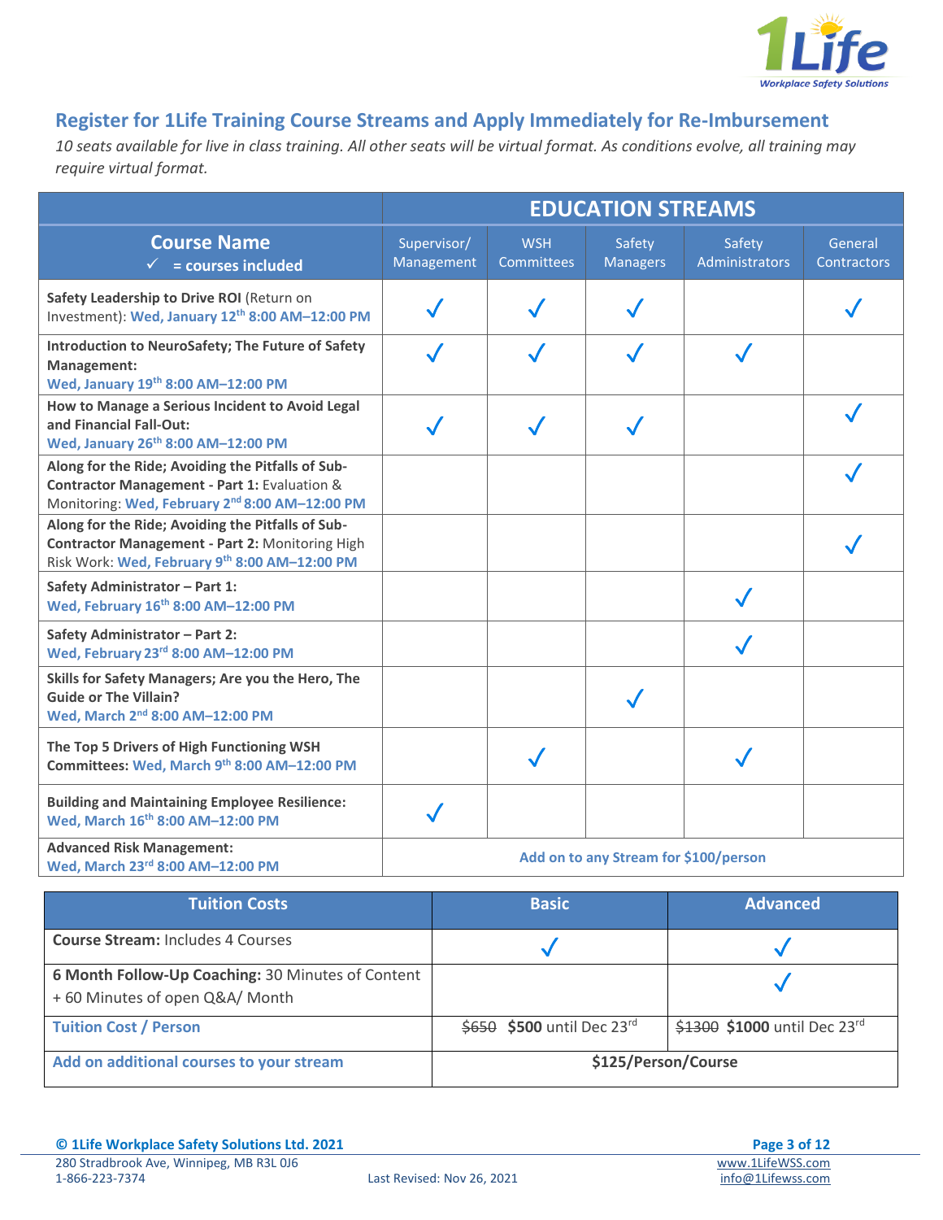## Register for 1Life Training Course Streams and Apply Immediately for Re-Imbursement

*10 seats available for live in class training. All other seats will be virtual format. As conditions evolve, all training may require virtual format.*

| | EDUCATION STREAMS | | | | |
|---|---|---|---|---|---|
| **Course Name** ✓ **= courses included** | Supervisor/ Management | WSH Committees | Safety Managers | Safety Administrators | General Contractors |
| **Safety Leadership to Drive ROI** (Return on Investment): **Wed, January 12th 8:00 AM–12:00 PM** | ✓ | ✓ | ✓ | | ✓ |
| **Introduction to NeuroSafety; The Future of Safety Management:** **Wed, January 19th 8:00 AM–12:00 PM** | ✓ | ✓ | ✓ | ✓ | |
| **How to Manage a Serious Incident to Avoid Legal and Financial Fall-Out:** **Wed, January 26th 8:00 AM–12:00 PM** | ✓ | ✓ | ✓ | | ✓ |
| **Along for the Ride; Avoiding the Pitfalls of Sub-Contractor Management - Part 1:** Evaluation & Monitoring: **Wed, February 2nd 8:00 AM–12:00 PM** | | | | | ✓ |
| **Along for the Ride; Avoiding the Pitfalls of Sub-Contractor Management - Part 2:** Monitoring High Risk Work: **Wed, February 9th 8:00 AM–12:00 PM** | | | | | ✓ |
| **Safety Administrator – Part 1:** **Wed, February 16th 8:00 AM–12:00 PM** | | | | ✓ | |
| **Safety Administrator – Part 2:** **Wed, February 23rd 8:00 AM–12:00 PM** | | | | ✓ | |
| **Skills for Safety Managers; Are you the Hero, The Guide or The Villain?** **Wed, March 2nd 8:00 AM–12:00 PM** | | | ✓ | | |
| **The Top 5 Drivers of High Functioning WSH Committees:** **Wed, March 9th 8:00 AM–12:00 PM** | | ✓ | | ✓ | |
| **Building and Maintaining Employee Resilience:** **Wed, March 16th 8:00 AM–12:00 PM** | ✓ | | | | |
| **Advanced Risk Management:** **Wed, March 23rd 8:00 AM–12:00 PM** | **Add on to any Stream for $100/person** | | | | |

| Tuition Costs | Basic | Advanced |
|---|---|---|
| **Course Stream:** Includes 4 Courses | ✓ | ✓ |
| **6 Month Follow-Up Coaching:** 30 Minutes of Content + 60 Minutes of open Q&A/ Month | | ✓ |
| **Tuition Cost / Person** | ~~$650~~ **$500** until Dec 23rd | ~~$1300~~ **$1000** until Dec 23rd |
| **Add on additional courses to your stream** | **$125/Person/Course** | |

**© 1Life Workplace Safety Solutions Ltd. 2021**
280 Stradbrook Ave, Winnipeg, MB R3L 0J6
1-866-223-7374
Last Revised: Nov 26, 2021
www.1LifeWSS.com
info@1Lifewss.com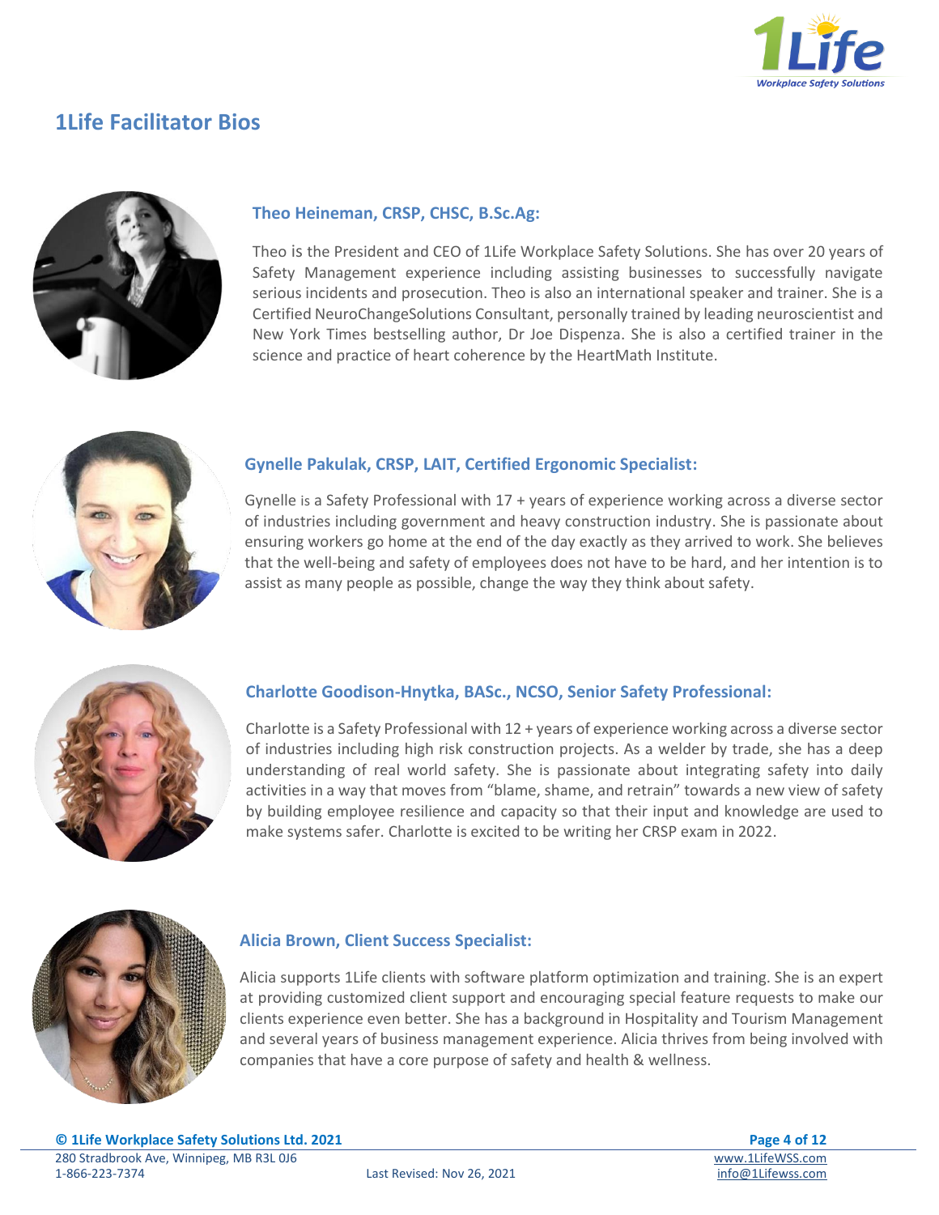# 1Life Facilitator Bios

### Theo Heineman, CRSP, CHSC, B.Sc.Ag:

Theo is the President and CEO of 1Life Workplace Safety Solutions. She has over 20 years of Safety Management experience including assisting businesses to successfully navigate serious incidents and prosecution. Theo is also an international speaker and trainer. She is a Certified NeuroChangeSolutions Consultant, personally trained by leading neuroscientist and New York Times bestselling author, Dr Joe Dispenza. She is also a certified trainer in the science and practice of heart coherence by the HeartMath Institute.

### Gynelle Pakulak, CRSP, LAIT, Certified Ergonomic Specialist:

Gynelle is a Safety Professional with 17 + years of experience working across a diverse sector of industries including government and heavy construction industry. She is passionate about ensuring workers go home at the end of the day exactly as they arrived to work. She believes that the well-being and safety of employees does not have to be hard, and her intention is to assist as many people as possible, change the way they think about safety.

### Charlotte Goodison-Hnytka, BASc., NCSO, Senior Safety Professional:

Charlotte is a Safety Professional with 12 + years of experience working across a diverse sector of industries including high risk construction projects. As a welder by trade, she has a deep understanding of real world safety. She is passionate about integrating safety into daily activities in a way that moves from "blame, shame, and retrain" towards a new view of safety by building employee resilience and capacity so that their input and knowledge are used to make systems safer. Charlotte is excited to be writing her CRSP exam in 2022.

### Alicia Brown, Client Success Specialist:

Alicia supports 1Life clients with software platform optimization and training. She is an expert at providing customized client support and encouraging special feature requests to make our clients experience even better. She has a background in Hospitality and Tourism Management and several years of business management experience. Alicia thrives from being involved with companies that have a core purpose of safety and health & wellness.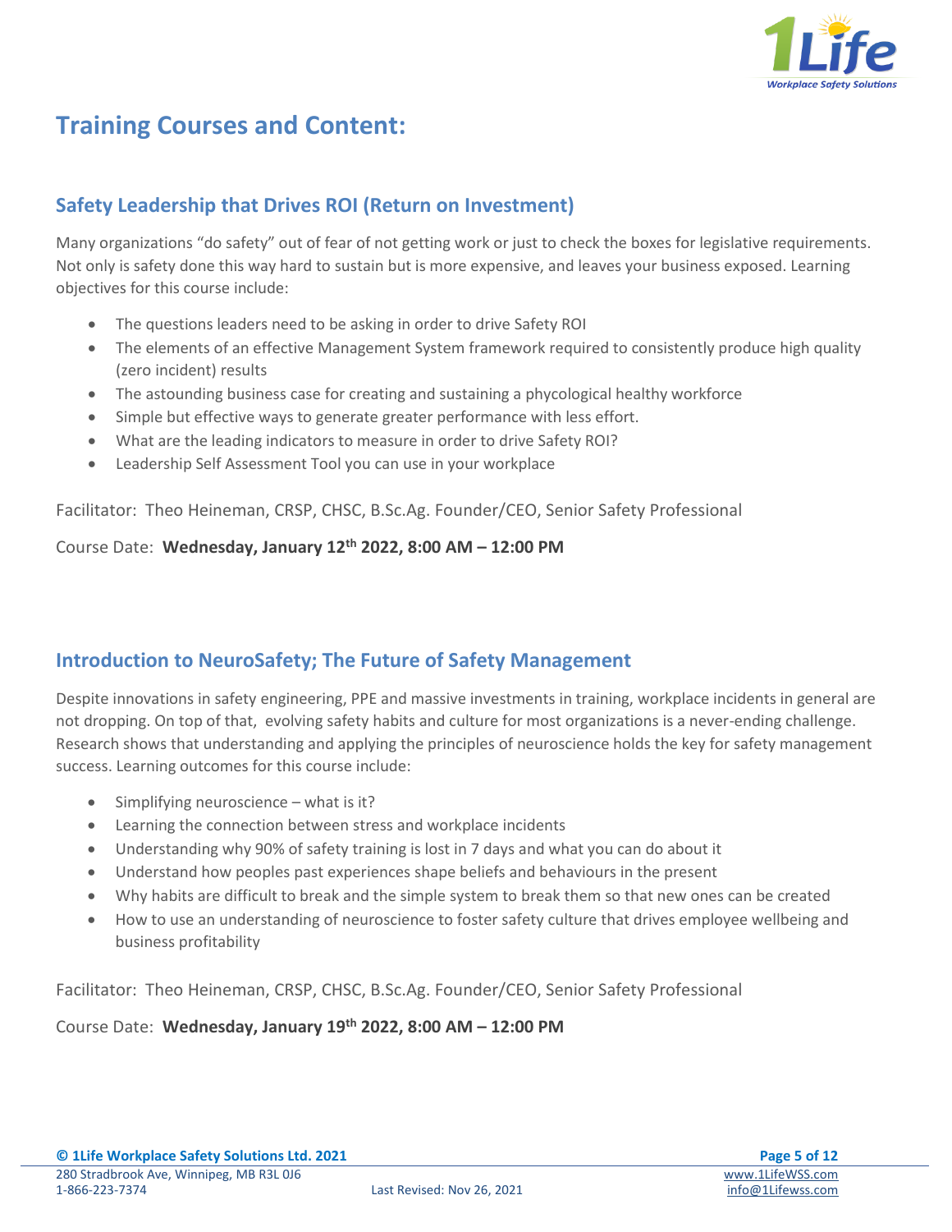# Training Courses and Content:

## Safety Leadership that Drives ROI (Return on Investment)

Many organizations “do safety” out of fear of not getting work or just to check the boxes for legislative requirements. Not only is safety done this way hard to sustain but is more expensive, and leaves your business exposed. Learning objectives for this course include:

- The questions leaders need to be asking in order to drive Safety ROI
- The elements of an effective Management System framework required to consistently produce high quality (zero incident) results
- The astounding business case for creating and sustaining a phycological healthy workforce
- Simple but effective ways to generate greater performance with less effort.
- What are the leading indicators to measure in order to drive Safety ROI?
- Leadership Self Assessment Tool you can use in your workplace

Facilitator: Theo Heineman, CRSP, CHSC, B.Sc.Ag. Founder/CEO, Senior Safety Professional

Course Date: **Wednesday, January 12th 2022, 8:00 AM – 12:00 PM**

## Introduction to NeuroSafety; The Future of Safety Management

Despite innovations in safety engineering, PPE and massive investments in training, workplace incidents in general are not dropping. On top of that, evolving safety habits and culture for most organizations is a never-ending challenge. Research shows that understanding and applying the principles of neuroscience holds the key for safety management success. Learning outcomes for this course include:

- Simplifying neuroscience – what is it?
- Learning the connection between stress and workplace incidents
- Understanding why 90% of safety training is lost in 7 days and what you can do about it
- Understand how peoples past experiences shape beliefs and behaviours in the present
- Why habits are difficult to break and the simple system to break them so that new ones can be created
- How to use an understanding of neuroscience to foster safety culture that drives employee wellbeing and business profitability

Facilitator: Theo Heineman, CRSP, CHSC, B.Sc.Ag. Founder/CEO, Senior Safety Professional

Course Date: **Wednesday, January 19th 2022, 8:00 AM – 12:00 PM**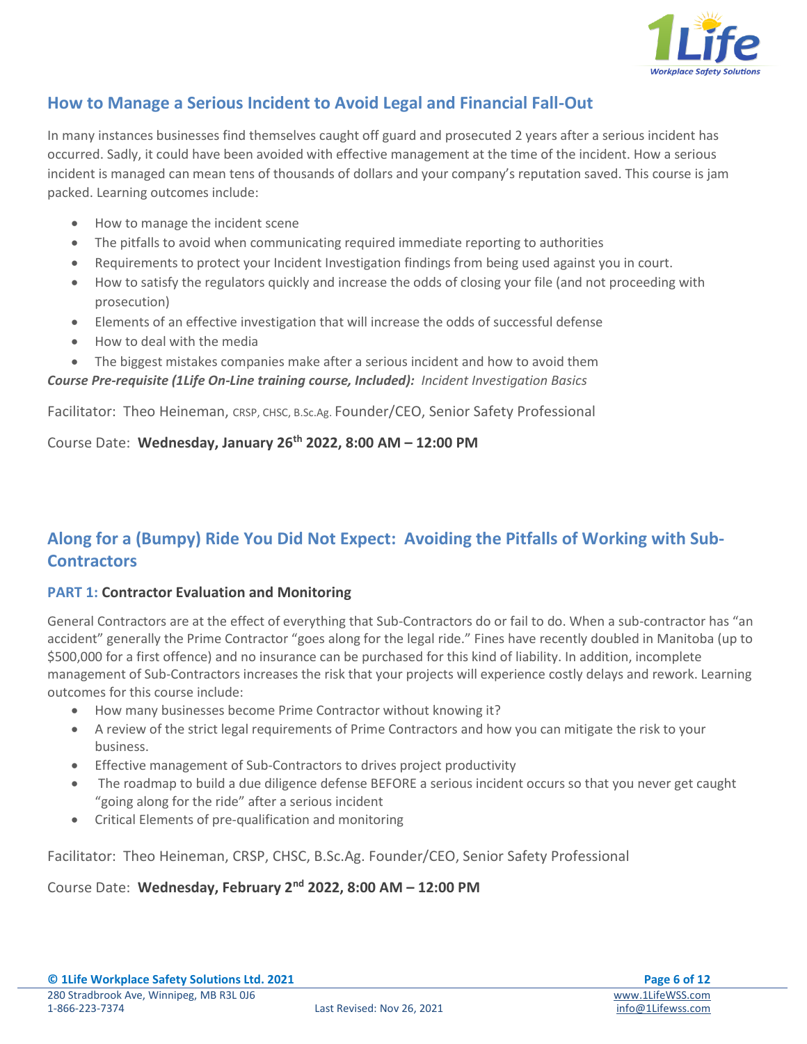## How to Manage a Serious Incident to Avoid Legal and Financial Fall-Out

In many instances businesses find themselves caught off guard and prosecuted 2 years after a serious incident has occurred. Sadly, it could have been avoided with effective management at the time of the incident. How a serious incident is managed can mean tens of thousands of dollars and your company's reputation saved. This course is jam packed. Learning outcomes include:

- How to manage the incident scene
- The pitfalls to avoid when communicating required immediate reporting to authorities
- Requirements to protect your Incident Investigation findings from being used against you in court.
- How to satisfy the regulators quickly and increase the odds of closing your file (and not proceeding with prosecution)
- Elements of an effective investigation that will increase the odds of successful defense
- How to deal with the media
- The biggest mistakes companies make after a serious incident and how to avoid them

***Course Pre-requisite (1Life On-Line training course, Included):*** *Incident Investigation Basics*

Facilitator: Theo Heineman, CRSP, CHSC, B.Sc.Ag. Founder/CEO, Senior Safety Professional

Course Date: **Wednesday, January 26th 2022, 8:00 AM – 12:00 PM**

## Along for a (Bumpy) Ride You Did Not Expect: Avoiding the Pitfalls of Working with Sub-Contractors

### PART 1: Contractor Evaluation and Monitoring

General Contractors are at the effect of everything that Sub-Contractors do or fail to do. When a sub-contractor has "an accident" generally the Prime Contractor "goes along for the legal ride." Fines have recently doubled in Manitoba (up to $500,000 for a first offence) and no insurance can be purchased for this kind of liability. In addition, incomplete management of Sub-Contractors increases the risk that your projects will experience costly delays and rework. Learning outcomes for this course include:

- How many businesses become Prime Contractor without knowing it?
- A review of the strict legal requirements of Prime Contractors and how you can mitigate the risk to your business.
- Effective management of Sub-Contractors to drives project productivity
- The roadmap to build a due diligence defense BEFORE a serious incident occurs so that you never get caught "going along for the ride" after a serious incident
- Critical Elements of pre-qualification and monitoring

Facilitator: Theo Heineman, CRSP, CHSC, B.Sc.Ag. Founder/CEO, Senior Safety Professional

Course Date: **Wednesday, February 2nd 2022, 8:00 AM – 12:00 PM**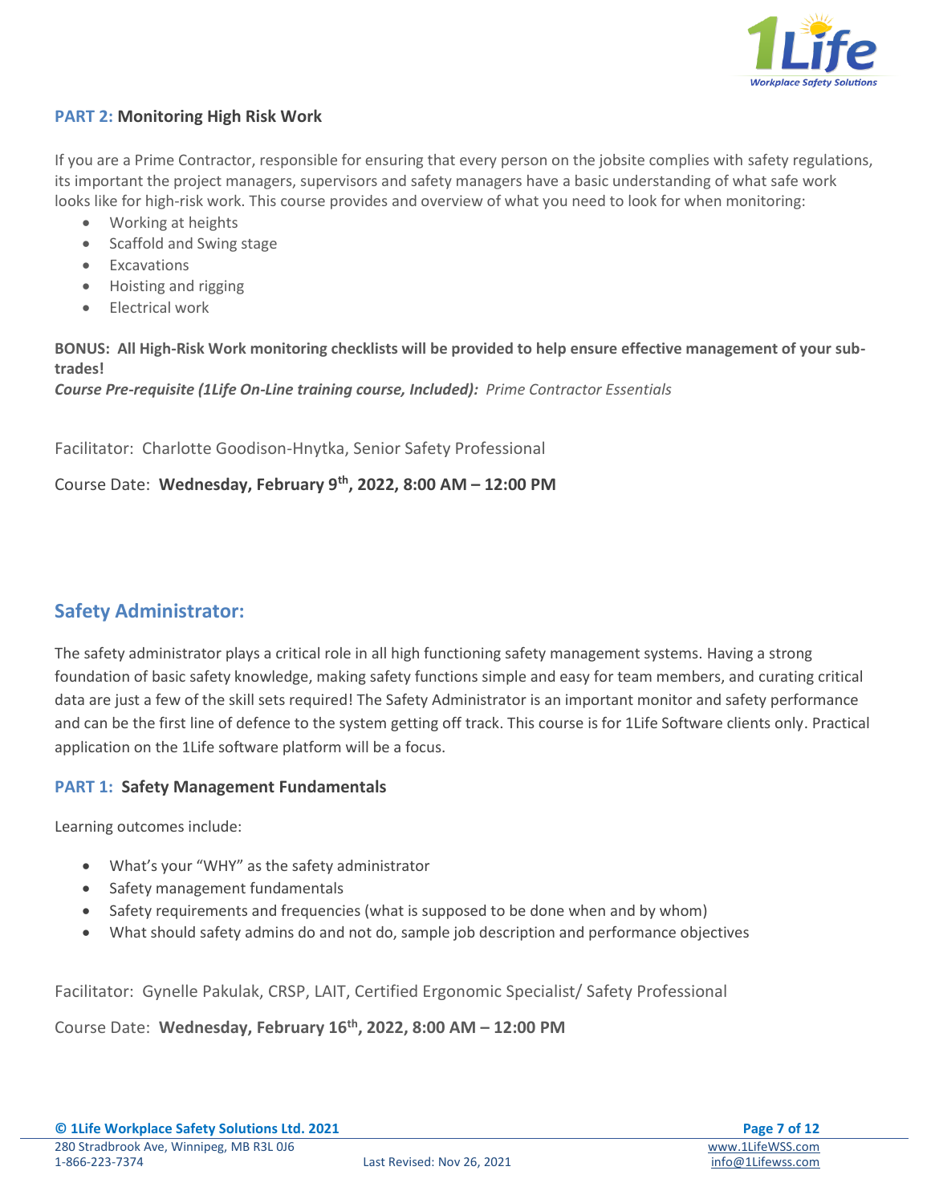### PART 2: Monitoring High Risk Work

If you are a Prime Contractor, responsible for ensuring that every person on the jobsite complies with safety regulations, its important the project managers, supervisors and safety managers have a basic understanding of what safe work looks like for high-risk work. This course provides and overview of what you need to look for when monitoring:

- Working at heights
- Scaffold and Swing stage
- Excavations
- Hoisting and rigging
- Electrical work

**BONUS: All High-Risk Work monitoring checklists will be provided to help ensure effective management of your sub-trades!**

***Course Pre-requisite (1Life On-Line training course, Included):*** *Prime Contractor Essentials*

Facilitator: Charlotte Goodison-Hnytka, Senior Safety Professional

Course Date: **Wednesday, February 9th, 2022, 8:00 AM – 12:00 PM**

## Safety Administrator:

The safety administrator plays a critical role in all high functioning safety management systems. Having a strong foundation of basic safety knowledge, making safety functions simple and easy for team members, and curating critical data are just a few of the skill sets required! The Safety Administrator is an important monitor and safety performance and can be the first line of defence to the system getting off track. This course is for 1Life Software clients only. Practical application on the 1Life software platform will be a focus.

### PART 1: Safety Management Fundamentals

Learning outcomes include:

- What's your "WHY" as the safety administrator
- Safety management fundamentals
- Safety requirements and frequencies (what is supposed to be done when and by whom)
- What should safety admins do and not do, sample job description and performance objectives

Facilitator: Gynelle Pakulak, CRSP, LAIT, Certified Ergonomic Specialist/ Safety Professional

Course Date: **Wednesday, February 16th, 2022, 8:00 AM – 12:00 PM**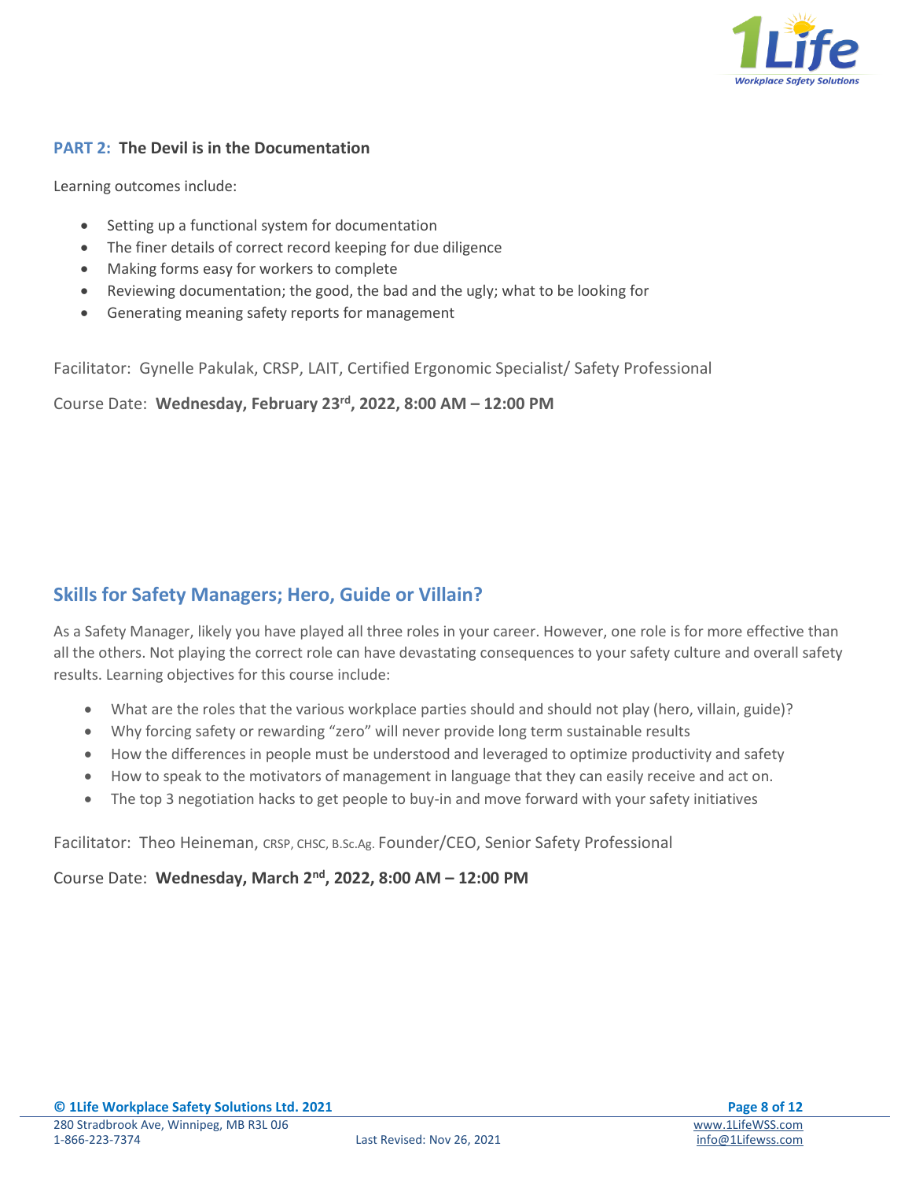### PART 2: The Devil is in the Documentation

Learning outcomes include:

- Setting up a functional system for documentation
- The finer details of correct record keeping for due diligence
- Making forms easy for workers to complete
- Reviewing documentation; the good, the bad and the ugly; what to be looking for
- Generating meaning safety reports for management

Facilitator: Gynelle Pakulak, CRSP, LAIT, Certified Ergonomic Specialist/ Safety Professional

Course Date: **Wednesday, February 23rd, 2022, 8:00 AM – 12:00 PM**

## Skills for Safety Managers; Hero, Guide or Villain?

As a Safety Manager, likely you have played all three roles in your career. However, one role is for more effective than all the others. Not playing the correct role can have devastating consequences to your safety culture and overall safety results. Learning objectives for this course include:

- What are the roles that the various workplace parties should and should not play (hero, villain, guide)?
- Why forcing safety or rewarding "zero" will never provide long term sustainable results
- How the differences in people must be understood and leveraged to optimize productivity and safety
- How to speak to the motivators of management in language that they can easily receive and act on.
- The top 3 negotiation hacks to get people to buy-in and move forward with your safety initiatives

Facilitator: Theo Heineman, CRSP, CHSC, B.Sc.Ag. Founder/CEO, Senior Safety Professional

Course Date: **Wednesday, March 2nd, 2022, 8:00 AM – 12:00 PM**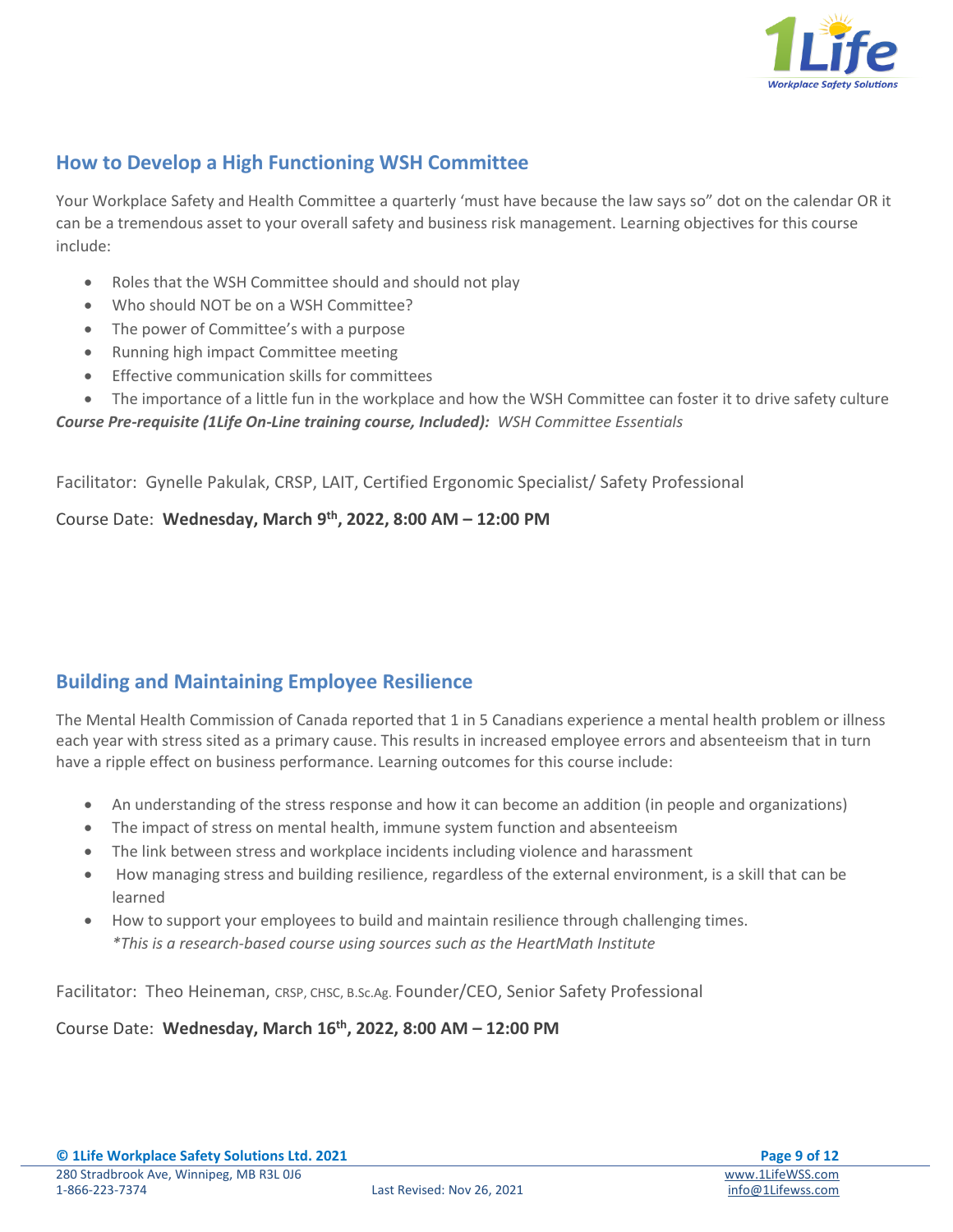## How to Develop a High Functioning WSH Committee

Your Workplace Safety and Health Committee a quarterly 'must have because the law says so" dot on the calendar OR it can be a tremendous asset to your overall safety and business risk management. Learning objectives for this course include:

- Roles that the WSH Committee should and should not play
- Who should NOT be on a WSH Committee?
- The power of Committee's with a purpose
- Running high impact Committee meeting
- Effective communication skills for committees
- The importance of a little fun in the workplace and how the WSH Committee can foster it to drive safety culture

***Course Pre-requisite (1Life On-Line training course, Included):*** *WSH Committee Essentials*

Facilitator: Gynelle Pakulak, CRSP, LAIT, Certified Ergonomic Specialist/ Safety Professional

Course Date: **Wednesday, March 9th, 2022, 8:00 AM – 12:00 PM**

## Building and Maintaining Employee Resilience

The Mental Health Commission of Canada reported that 1 in 5 Canadians experience a mental health problem or illness each year with stress sited as a primary cause. This results in increased employee errors and absenteeism that in turn have a ripple effect on business performance. Learning outcomes for this course include:

- An understanding of the stress response and how it can become an addition (in people and organizations)
- The impact of stress on mental health, immune system function and absenteeism
- The link between stress and workplace incidents including violence and harassment
- How managing stress and building resilience, regardless of the external environment, is a skill that can be learned
- How to support your employees to build and maintain resilience through challenging times.
  *\*This is a research-based course using sources such as the HeartMath Institute*

Facilitator: Theo Heineman, CRSP, CHSC, B.Sc.Ag. Founder/CEO, Senior Safety Professional

Course Date: **Wednesday, March 16th, 2022, 8:00 AM – 12:00 PM**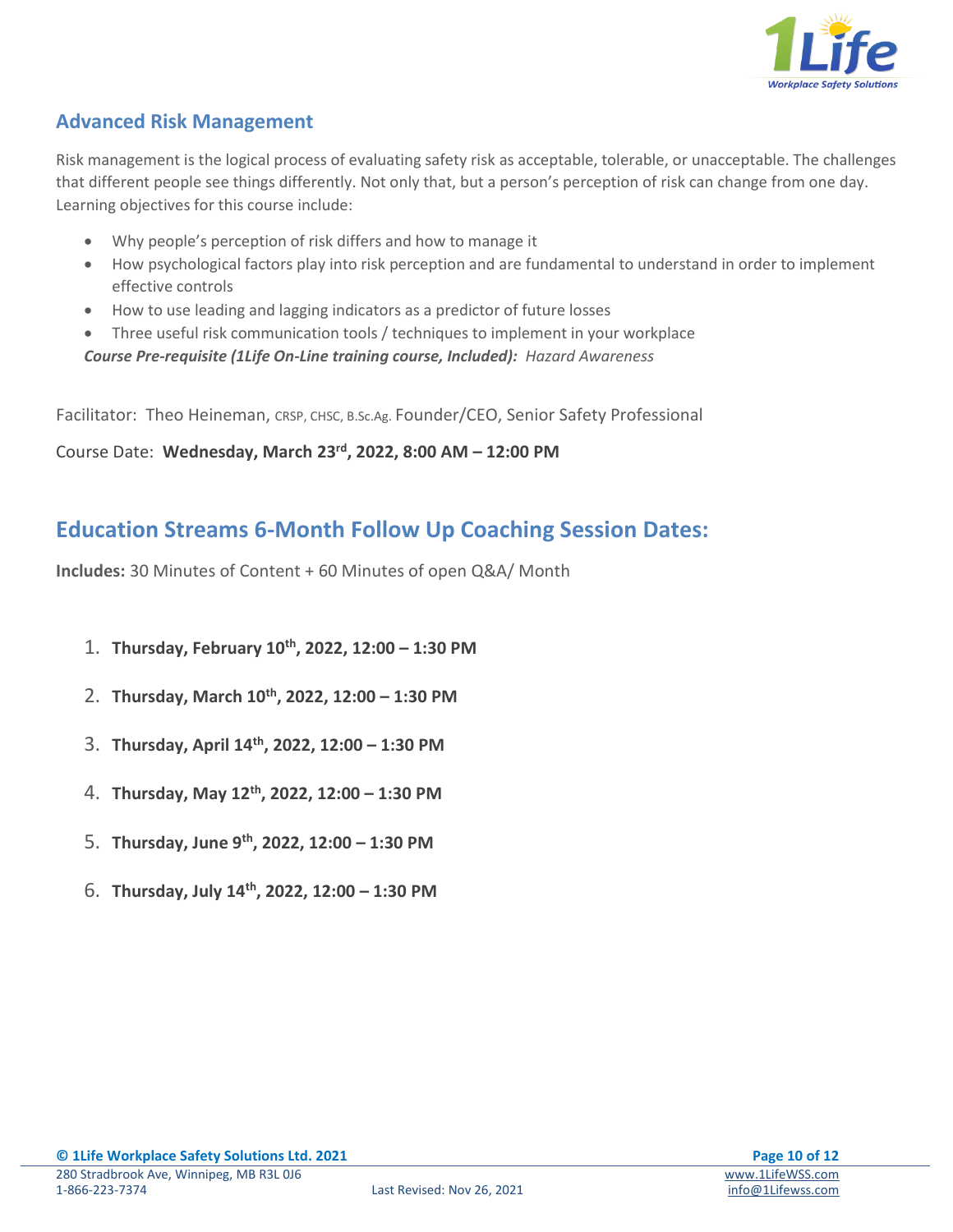## Advanced Risk Management

Risk management is the logical process of evaluating safety risk as acceptable, tolerable, or unacceptable. The challenges that different people see things differently. Not only that, but a person's perception of risk can change from one day. Learning objectives for this course include:

- Why people's perception of risk differs and how to manage it
- How psychological factors play into risk perception and are fundamental to understand in order to implement effective controls
- How to use leading and lagging indicators as a predictor of future losses
- Three useful risk communication tools / techniques to implement in your workplace

***Course Pre-requisite (1Life On-Line training course, Included):*** *Hazard Awareness*

Facilitator: Theo Heineman, CRSP, CHSC, B.Sc.Ag. Founder/CEO, Senior Safety Professional

Course Date: **Wednesday, March 23rd, 2022, 8:00 AM – 12:00 PM**

## Education Streams 6-Month Follow Up Coaching Session Dates:

**Includes:** 30 Minutes of Content + 60 Minutes of open Q&A/ Month

1. **Thursday, February 10th, 2022, 12:00 – 1:30 PM**
2. **Thursday, March 10th, 2022, 12:00 – 1:30 PM**
3. **Thursday, April 14th, 2022, 12:00 – 1:30 PM**
4. **Thursday, May 12th, 2022, 12:00 – 1:30 PM**
5. **Thursday, June 9th, 2022, 12:00 – 1:30 PM**
6. **Thursday, July 14th, 2022, 12:00 – 1:30 PM**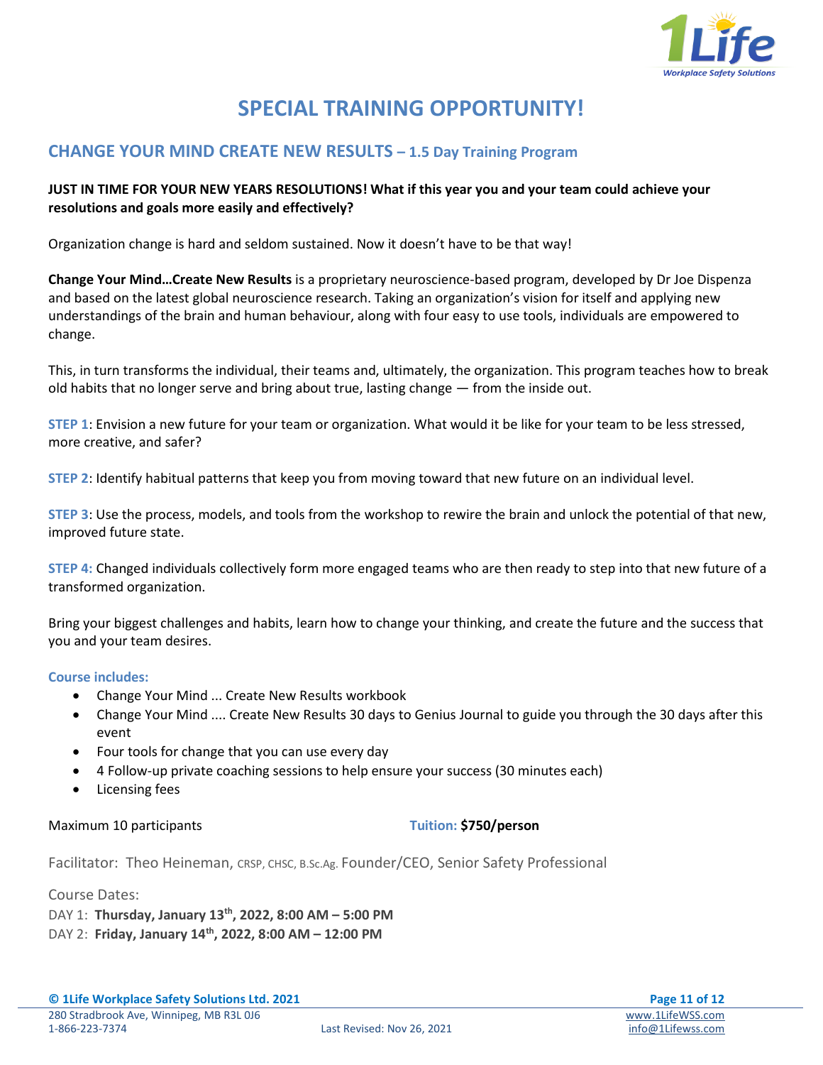# SPECIAL TRAINING OPPORTUNITY!

## CHANGE YOUR MIND CREATE NEW RESULTS – 1.5 Day Training Program

**JUST IN TIME FOR YOUR NEW YEARS RESOLUTIONS! What if this year you and your team could achieve your resolutions and goals more easily and effectively?**

Organization change is hard and seldom sustained. Now it doesn't have to be that way!

**Change Your Mind…Create New Results** is a proprietary neuroscience-based program, developed by Dr Joe Dispenza and based on the latest global neuroscience research. Taking an organization's vision for itself and applying new understandings of the brain and human behaviour, along with four easy to use tools, individuals are empowered to change.

This, in turn transforms the individual, their teams and, ultimately, the organization. This program teaches how to break old habits that no longer serve and bring about true, lasting change — from the inside out.

**STEP 1**: Envision a new future for your team or organization. What would it be like for your team to be less stressed, more creative, and safer?

**STEP 2**: Identify habitual patterns that keep you from moving toward that new future on an individual level.

**STEP 3**: Use the process, models, and tools from the workshop to rewire the brain and unlock the potential of that new, improved future state.

**STEP 4:** Changed individuals collectively form more engaged teams who are then ready to step into that new future of a transformed organization.

Bring your biggest challenges and habits, learn how to change your thinking, and create the future and the success that you and your team desires.

**Course includes:**

- Change Your Mind ... Create New Results workbook
- Change Your Mind .... Create New Results 30 days to Genius Journal to guide you through the 30 days after this event
- Four tools for change that you can use every day
- 4 Follow-up private coaching sessions to help ensure your success (30 minutes each)
- Licensing fees

Maximum 10 participants

**Tuition: $750/person**

Facilitator: Theo Heineman, CRSP, CHSC, B.Sc.Ag. Founder/CEO, Senior Safety Professional

Course Dates:

DAY 1: **Thursday, January 13th, 2022, 8:00 AM – 5:00 PM**

DAY 2: **Friday, January 14th, 2022, 8:00 AM – 12:00 PM**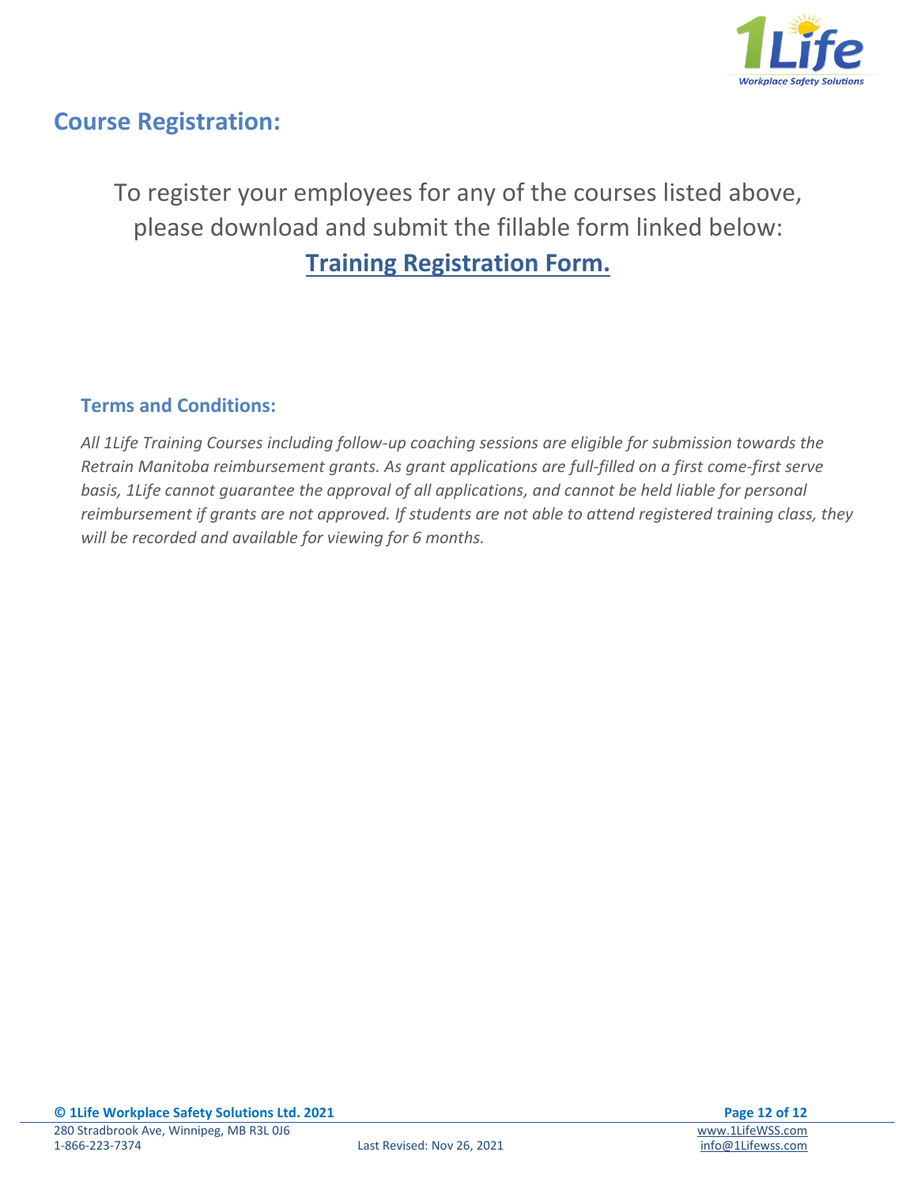## Course Registration:

To register your employees for any of the courses listed above, please download and submit the fillable form linked below:
**Training Registration Form.**

### Terms and Conditions:

*All 1Life Training Courses including follow-up coaching sessions are eligible for submission towards the Retrain Manitoba reimbursement grants. As grant applications are full-filled on a first come-first serve basis, 1Life cannot guarantee the approval of all applications, and cannot be held liable for personal reimbursement if grants are not approved. If students are not able to attend registered training class, they will be recorded and available for viewing for 6 months.*